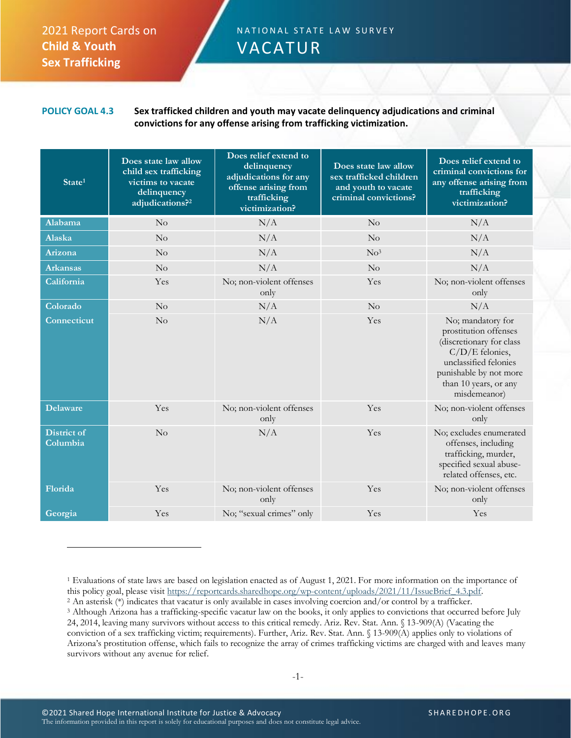2021 Report Cards on **Child & Youth Sex Trafficking**

NATIONAL STATE LAW SURVEY

# VACATUR

**POLICY GOAL 4.3** **Sex trafficked children and youth may vacate delinquency adjudications and criminal convictions for any offense arising from trafficking victimization.**

| State[1] | Does state law allow child sex trafficking victims to vacate delinquency adjudications?[2] | Does relief extend to delinquency adjudications for any offense arising from trafficking victimization? | Does state law allow sex trafficked children and youth to vacate criminal convictions? | Does relief extend to criminal convictions for any offense arising from trafficking victimization? |
|---|---|---|---|---|
| Alabama | No | N/A | No | N/A |
| Alaska | No | N/A | No | N/A |
| Arizona | No | N/A | No[3] | N/A |
| Arkansas | No | N/A | No | N/A |
| California | Yes | No; non-violent offenses only | Yes | No; non-violent offenses only |
| Colorado | No | N/A | No | N/A |
| Connecticut | No | N/A | Yes | No; mandatory for prostitution offenses (discretionary for class C/D/E felonies, unclassified felonies punishable by not more than 10 years, or any misdemeanor) |
| Delaware | Yes | No; non-violent offenses only | Yes | No; non-violent offenses only |
| District of Columbia | No | N/A | Yes | No; excludes enumerated offenses, including trafficking, murder, specified sexual abuse-related offenses, etc. |
| Florida | Yes | No; non-violent offenses only | Yes | No; non-violent offenses only |
| Georgia | Yes | No; "sexual crimes" only | Yes | Yes |

[1] Evaluations of state laws are based on legislation enacted as of August 1, 2021. For more information on the importance of this policy goal, please visit https://reportcards.sharedhope.org/wp-content/uploads/2021/11/IssueBrief_4.3.pdf.

[2] An asterisk (*) indicates that vacatur is only available in cases involving coercion and/or control by a trafficker.

[3] Although Arizona has a trafficking-specific vacatur law on the books, it only applies to convictions that occurred before July 24, 2014, leaving many survivors without access to this critical remedy. Ariz. Rev. Stat. Ann. § 13-909(A) (Vacating the conviction of a sex trafficking victim; requirements). Further, Ariz. Rev. Stat. Ann. § 13-909(A) applies only to violations of Arizona's prostitution offense, which fails to recognize the array of crimes trafficking victims are charged with and leaves many survivors without any avenue for relief.

©2021 Shared Hope International Institute for Justice & Advocacy
The information provided in this report is solely for educational purposes and does not constitute legal advice.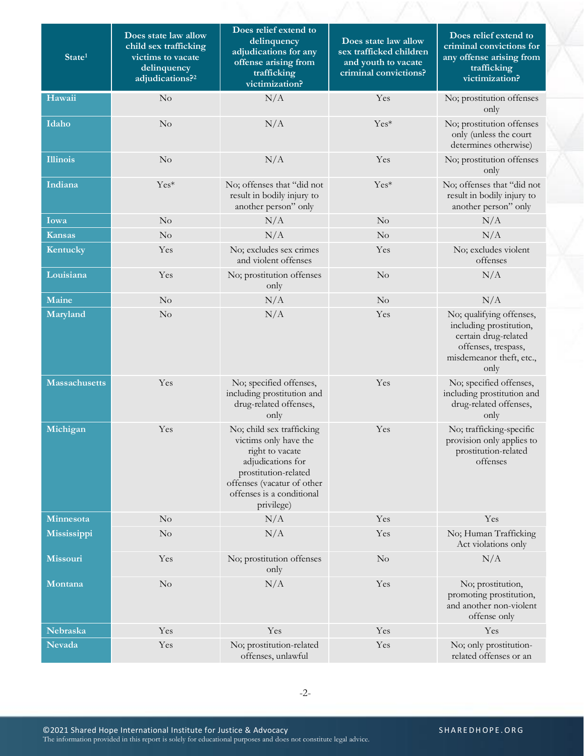| State[1] | Does state law allow child sex trafficking victims to vacate delinquency adjudications?[2] | Does relief extend to delinquency adjudications for any offense arising from trafficking victimization? | Does state law allow sex trafficked children and youth to vacate criminal convictions? | Does relief extend to criminal convictions for any offense arising from trafficking victimization? |
|---|---|---|---|---|
| Hawaii | No | N/A | Yes | No; prostitution offenses only |
| Idaho | No | N/A | Yes* | No; prostitution offenses only (unless the court determines otherwise) |
| Illinois | No | N/A | Yes | No; prostitution offenses only |
| Indiana | Yes* | No; offenses that "did not result in bodily injury to another person" only | Yes* | No; offenses that "did not result in bodily injury to another person" only |
| Iowa | No | N/A | No | N/A |
| Kansas | No | N/A | No | N/A |
| Kentucky | Yes | No; excludes sex crimes and violent offenses | Yes | No; excludes violent offenses |
| Louisiana | Yes | No; prostitution offenses only | No | N/A |
| Maine | No | N/A | No | N/A |
| Maryland | No | N/A | Yes | No; qualifying offenses, including prostitution, certain drug-related offenses, trespass, misdemeanor theft, etc., only |
| Massachusetts | Yes | No; specified offenses, including prostitution and drug-related offenses, only | Yes | No; specified offenses, including prostitution and drug-related offenses, only |
| Michigan | Yes | No; child sex trafficking victims only have the right to vacate adjudications for prostitution-related offenses (vacatur of other offenses is a conditional privilege) | Yes | No; trafficking-specific provision only applies to prostitution-related offenses |
| Minnesota | No | N/A | Yes | Yes |
| Mississippi | No | N/A | Yes | No; Human Trafficking Act violations only |
| Missouri | Yes | No; prostitution offenses only | No | N/A |
| Montana | No | N/A | Yes | No; prostitution, promoting prostitution, and another non-violent offense only |
| Nebraska | Yes | Yes | Yes | Yes |
| Nevada | Yes | No; prostitution-related offenses, unlawful | Yes | No; only prostitution-related offenses or an |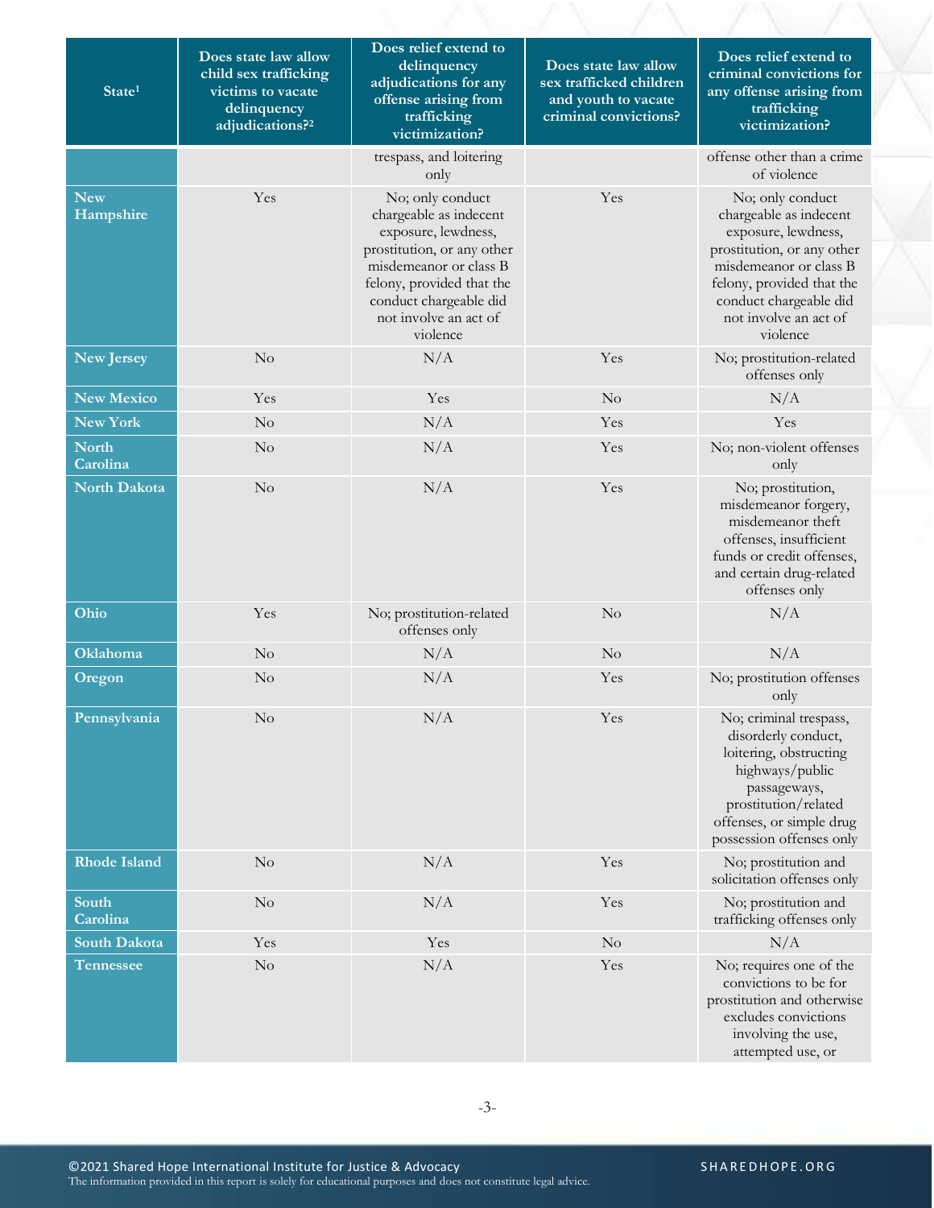| State[1] | Does state law allow child sex trafficking victims to vacate delinquency adjudications?[2] | Does relief extend to delinquency adjudications for any offense arising from trafficking victimization? | Does state law allow sex trafficked children and youth to vacate criminal convictions? | Does relief extend to criminal convictions for any offense arising from trafficking victimization? |
|---|---|---|---|---|
| | | trespass, and loitering only | | offense other than a crime of violence |
| New Hampshire | Yes | No; only conduct chargeable as indecent exposure, lewdness, prostitution, or any other misdemeanor or class B felony, provided that the conduct chargeable did not involve an act of violence | Yes | No; only conduct chargeable as indecent exposure, lewdness, prostitution, or any other misdemeanor or class B felony, provided that the conduct chargeable did not involve an act of violence |
| New Jersey | No | N/A | Yes | No; prostitution-related offenses only |
| New Mexico | Yes | Yes | No | N/A |
| New York | No | N/A | Yes | Yes |
| North Carolina | No | N/A | Yes | No; non-violent offenses only |
| North Dakota | No | N/A | Yes | No; prostitution, misdemeanor forgery, misdemeanor theft offenses, insufficient funds or credit offenses, and certain drug-related offenses only |
| Ohio | Yes | No; prostitution-related offenses only | No | N/A |
| Oklahoma | No | N/A | No | N/A |
| Oregon | No | N/A | Yes | No; prostitution offenses only |
| Pennsylvania | No | N/A | Yes | No; criminal trespass, disorderly conduct, loitering, obstructing highways/public passageways, prostitution/related offenses, or simple drug possession offenses only |
| Rhode Island | No | N/A | Yes | No; prostitution and solicitation offenses only |
| South Carolina | No | N/A | Yes | No; prostitution and trafficking offenses only |
| South Dakota | Yes | Yes | No | N/A |
| Tennessee | No | N/A | Yes | No; requires one of the convictions to be for prostitution and otherwise excludes convictions involving the use, attempted use, or |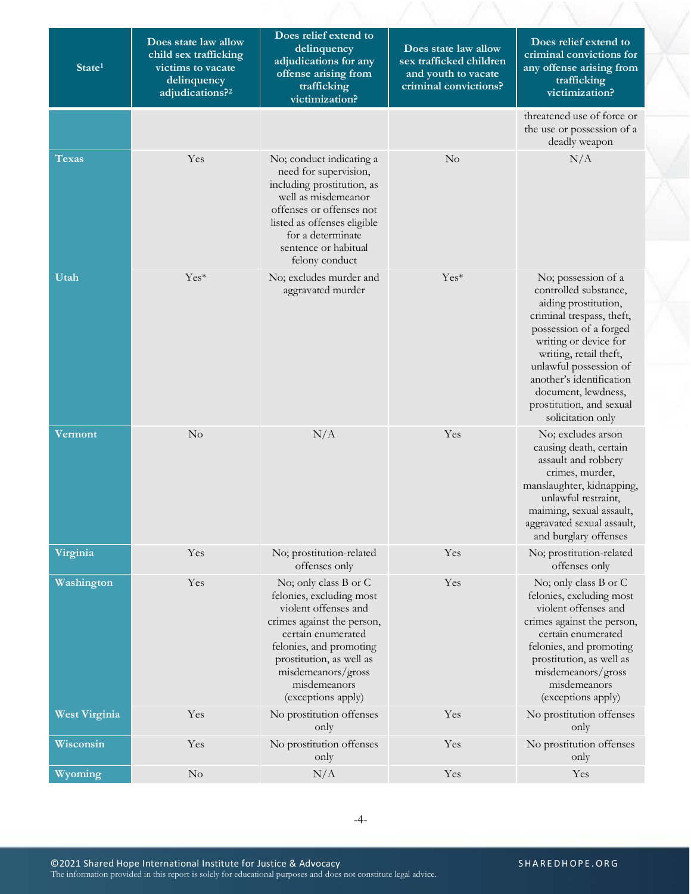| State[1] | Does state law allow child sex trafficking victims to vacate delinquency adjudications?[2] | Does relief extend to delinquency adjudications for any offense arising from trafficking victimization? | Does state law allow sex trafficked children and youth to vacate criminal convictions? | Does relief extend to criminal convictions for any offense arising from trafficking victimization? |
|---|---|---|---|---|
| | | | | threatened use of force or the use or possession of a deadly weapon |
| **Texas** | Yes | No; conduct indicating a need for supervision, including prostitution, as well as misdemeanor offenses or offenses not listed as offenses eligible for a determinate sentence or habitual felony conduct | No | N/A |
| **Utah** | Yes* | No; excludes murder and aggravated murder | Yes* | No; possession of a controlled substance, aiding prostitution, criminal trespass, theft, possession of a forged writing or device for writing, retail theft, unlawful possession of another's identification document, lewdness, prostitution, and sexual solicitation only |
| **Vermont** | No | N/A | Yes | No; excludes arson causing death, certain assault and robbery crimes, murder, manslaughter, kidnapping, unlawful restraint, maiming, sexual assault, aggravated sexual assault, and burglary offenses |
| **Virginia** | Yes | No; prostitution-related offenses only | Yes | No; prostitution-related offenses only |
| **Washington** | Yes | No; only class B or C felonies, excluding most violent offenses and crimes against the person, certain enumerated felonies, and promoting prostitution, as well as misdemeanors/gross misdemeanors (exceptions apply) | Yes | No; only class B or C felonies, excluding most violent offenses and crimes against the person, certain enumerated felonies, and promoting prostitution, as well as misdemeanors/gross misdemeanors (exceptions apply) |
| **West Virginia** | Yes | No prostitution offenses only | Yes | No prostitution offenses only |
| **Wisconsin** | Yes | No prostitution offenses only | Yes | No prostitution offenses only |
| **Wyoming** | No | N/A | Yes | Yes |

©2021 Shared Hope International Institute for Justice & Advocacy
The information provided in this report is solely for educational purposes and does not constitute legal advice.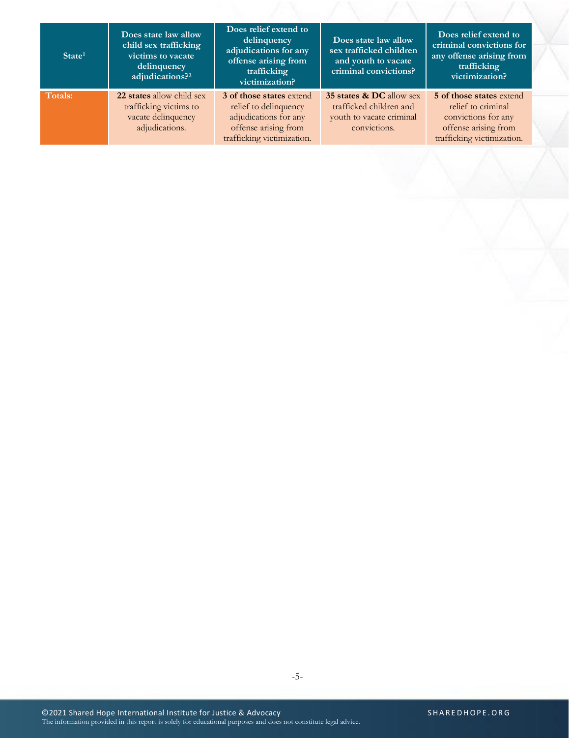| State[1] | Does state law allow child sex trafficking victims to vacate delinquency adjudications?[2] | Does relief extend to delinquency adjudications for any offense arising from trafficking victimization? | Does state law allow sex trafficked children and youth to vacate criminal convictions? | Does relief extend to criminal convictions for any offense arising from trafficking victimization? |
|---|---|---|---|---|
| Totals: | **22 states** allow child sex trafficking victims to vacate delinquency adjudications. | **3 of those states** extend relief to delinquency adjudications for any offense arising from trafficking victimization. | **35 states & DC** allow sex trafficked children and youth to vacate criminal convictions. | **5 of those states** extend relief to criminal convictions for any offense arising from trafficking victimization. |

©2021 Shared Hope International Institute for Justice & Advocacy
The information provided in this report is solely for educational purposes and does not constitute legal advice.

SHAREDHOPE.ORG